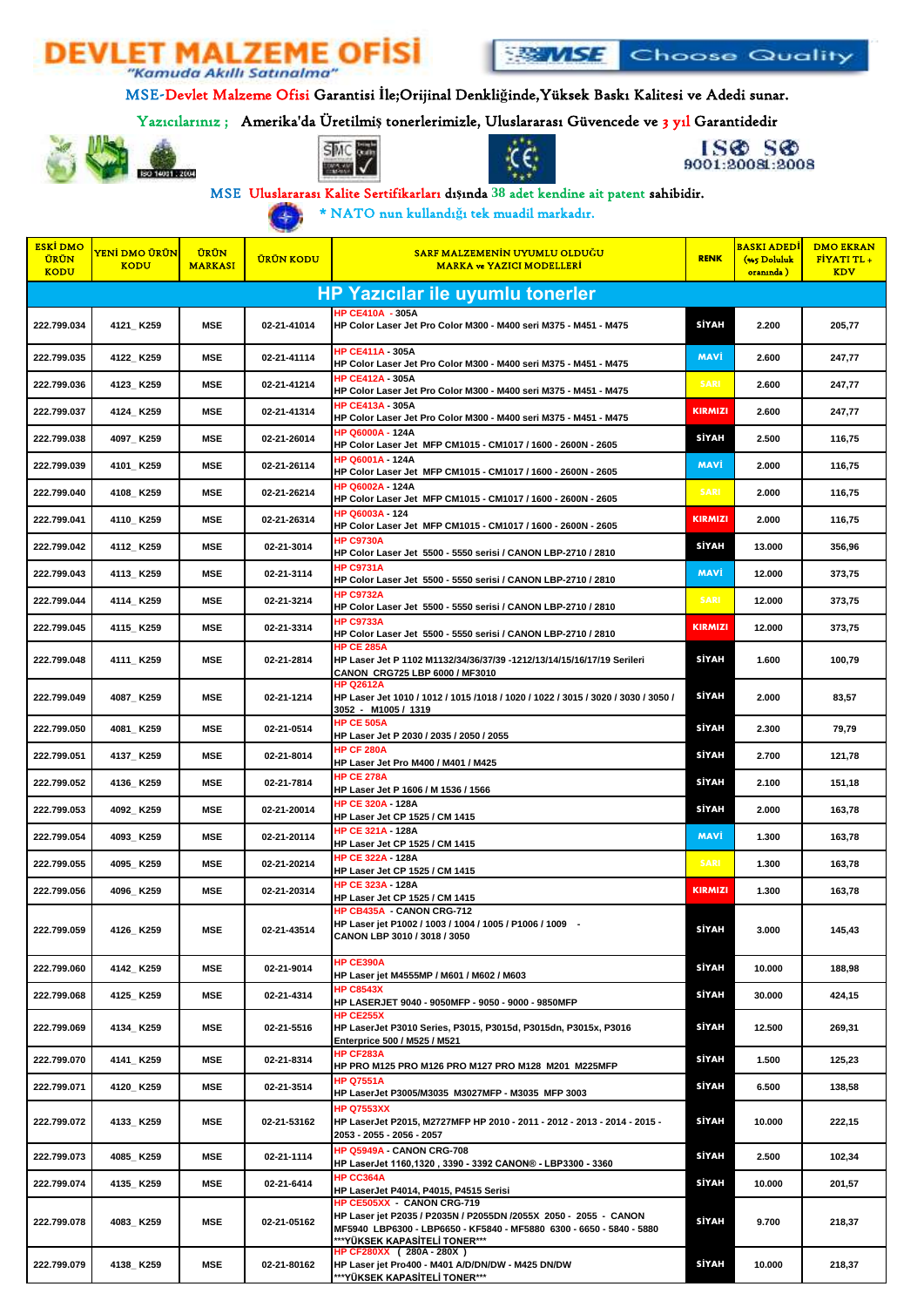# DEVLET MALZEME OFİSİ

*"Kamuda Akıllı Satınalma"*

MSE Choose Quality

MSE-Devlet Malzeme Ofisi Garantisi İle;Orijinal Denkliğinde,Yüksek Baskı Kalitesi ve Adedi sunar.

Yazıcılarınız ; Amerika'da Üretilmiş tonerlerimizle, Uluslararası Güvencede ve 3 yıl Garantidedir

ISO 14001 : 2004 ISO 9001:2008 ISO 14001:2008

MSE Uluslararası Kalite Sertifikaları dışında 38 adet kendine ait patent sahibidir.

\* NATO nun kullandığı tek muadil markadır.

| ESKİ DMO ÜRÜN KODU | YENİ DMO ÜRÜN KODU | ÜRÜN MARKASI | ÜRÜN KODU | SARF MALZEMENİN UYUMLU OLDUĞU MARKA ve YAZICI MODELLERİ | RENK | BASKI ADEDİ (%5 Doluluk oranında ) | DMO EKRAN FİYATI TL + KDV |
|---|---|---|---|---|---|---|---|
| **HP Yazıcılar ile uyumlu tonerler** | | | | | | | |
| 222.799.034 | 4121_K259 | MSE | 02-21-41014 | HP CE410A - 305A<br>HP Color Laser Jet Pro Color M300 - M400 seri M375 - M451 - M475 | SİYAH | 2.200 | 205,77 |
| 222.799.035 | 4122_K259 | MSE | 02-21-41114 | HP CE411A - 305A<br>HP Color Laser Jet Pro Color M300 - M400 seri M375 - M451 - M475 | MAVİ | 2.600 | 247,77 |
| 222.799.036 | 4123_K259 | MSE | 02-21-41214 | HP CE412A - 305A<br>HP Color Laser Jet Pro Color M300 - M400 seri M375 - M451 - M475 | SARI | 2.600 | 247,77 |
| 222.799.037 | 4124_K259 | MSE | 02-21-41314 | HP CE413A - 305A<br>HP Color Laser Jet Pro Color M300 - M400 seri M375 - M451 - M475 | KIRMIZI | 2.600 | 247,77 |
| 222.799.038 | 4097_K259 | MSE | 02-21-26014 | HP Q6000A - 124A<br>HP Color Laser Jet MFP CM1015 - CM1017 / 1600 - 2600N - 2605 | SİYAH | 2.500 | 116,75 |
| 222.799.039 | 4101_K259 | MSE | 02-21-26114 | HP Q6001A - 124A<br>HP Color Laser Jet MFP CM1015 - CM1017 / 1600 - 2600N - 2605 | MAVİ | 2.000 | 116,75 |
| 222.799.040 | 4108_K259 | MSE | 02-21-26214 | HP Q6002A - 124A<br>HP Color Laser Jet MFP CM1015 - CM1017 / 1600 - 2600N - 2605 | SARI | 2.000 | 116,75 |
| 222.799.041 | 4110_K259 | MSE | 02-21-26314 | HP Q6003A - 124<br>HP Color Laser Jet MFP CM1015 - CM1017 / 1600 - 2600N - 2605 | KIRMIZI | 2.000 | 116,75 |
| 222.799.042 | 4112_K259 | MSE | 02-21-3014 | HP C9730A<br>HP Color Laser Jet 5500 - 5550 serisi / CANON LBP-2710 / 2810 | SİYAH | 13.000 | 356,96 |
| 222.799.043 | 4113_K259 | MSE | 02-21-3114 | HP C9731A<br>HP Color Laser Jet 5500 - 5550 serisi / CANON LBP-2710 / 2810 | MAVİ | 12.000 | 373,75 |
| 222.799.044 | 4114_K259 | MSE | 02-21-3214 | HP C9732A<br>HP Color Laser Jet 5500 - 5550 serisi / CANON LBP-2710 / 2810 | SARI | 12.000 | 373,75 |
| 222.799.045 | 4115_K259 | MSE | 02-21-3314 | HP C9733A<br>HP Color Laser Jet 5500 - 5550 serisi / CANON LBP-2710 / 2810 | KIRMIZI | 12.000 | 373,75 |
| 222.799.048 | 4111_K259 | MSE | 02-21-2814 | HP CE 285A<br>HP Laser Jet P 1102 M1132/34/36/37/39 -1212/13/14/15/16/17/19 Serileri CANON CRG725 LBP 6000 / MF3010 | SİYAH | 1.600 | 100,79 |
| 222.799.049 | 4087_K259 | MSE | 02-21-1214 | HP Q2612A<br>HP Laser Jet 1010 / 1012 / 1015 /1018 / 1020 / 1022 / 3015 / 3020 / 3030 / 3050 / 3052 - M1005 / 1319 | SİYAH | 2.000 | 83,57 |
| 222.799.050 | 4081_K259 | MSE | 02-21-0514 | HP CE 505A<br>HP Laser Jet P 2030 / 2035 / 2050 / 2055 | SİYAH | 2.300 | 79,79 |
| 222.799.051 | 4137_K259 | MSE | 02-21-8014 | HP CF 280A<br>HP Laser Jet Pro M400 / M401 / M425 | SİYAH | 2.700 | 121,78 |
| 222.799.052 | 4136_K259 | MSE | 02-21-7814 | HP CE 278A<br>HP Laser Jet P 1606 / M 1536 / 1566 | SİYAH | 2.100 | 151,18 |
| 222.799.053 | 4092_K259 | MSE | 02-21-20014 | HP CE 320A - 128A<br>HP Laser Jet CP 1525 / CM 1415 | SİYAH | 2.000 | 163,78 |
| 222.799.054 | 4093_K259 | MSE | 02-21-20114 | HP CE 321A - 128A<br>HP Laser Jet CP 1525 / CM 1415 | MAVİ | 1.300 | 163,78 |
| 222.799.055 | 4095_K259 | MSE | 02-21-20214 | HP CE 322A - 128A<br>HP Laser Jet CP 1525 / CM 1415 | SARI | 1.300 | 163,78 |
| 222.799.056 | 4096_K259 | MSE | 02-21-20314 | HP CE 323A - 128A<br>HP Laser Jet CP 1525 / CM 1415 | KIRMIZI | 1.300 | 163,78 |
| 222.799.059 | 4126_K259 | MSE | 02-21-43514 | HP CB435A - CANON CRG-712<br>HP Laser jet P1002 / 1003 / 1004 / 1005 / P1006 / 1009 - CANON LBP 3010 / 3018 / 3050 | SİYAH | 3.000 | 145,43 |
| 222.799.060 | 4142_K259 | MSE | 02-21-9014 | HP CE390A<br>HP Laser jet M4555MP / M601 / M602 / M603 | SİYAH | 10.000 | 188,98 |
| 222.799.068 | 4125_K259 | MSE | 02-21-4314 | HP C8543X<br>HP LASERJET 9040 - 9050MFP - 9050 - 9000 - 9850MFP | SİYAH | 30.000 | 424,15 |
| 222.799.069 | 4134_K259 | MSE | 02-21-5516 | HP CE255X<br>HP LaserJet P3010 Series, P3015, P3015d, P3015dn, P3015x, P3016 Enterprise 500 / M525 / M521 | SİYAH | 12.500 | 269,31 |
| 222.799.070 | 4141_K259 | MSE | 02-21-8314 | HP CF283A<br>HP PRO M125 PRO M126 PRO M127 PRO M128 M201 M225MFP | SİYAH | 1.500 | 125,23 |
| 222.799.071 | 4120_K259 | MSE | 02-21-3514 | HP Q7551A<br>HP LaserJet P3005/M3035 M3027MFP - M3035 MFP 3003 | SİYAH | 6.500 | 138,58 |
| 222.799.072 | 4133_K259 | MSE | 02-21-53162 | HP Q7553XX<br>HP LaserJet P2015, M2727MFP HP 2010 - 2011 - 2012 - 2013 - 2014 - 2015 - 2053 - 2055 - 2056 - 2057 | SİYAH | 10.000 | 222,15 |
| 222.799.073 | 4085_K259 | MSE | 02-21-1114 | HP Q5949A - CANON CRG-708<br>HP LaserJet 1160,1320 , 3390 - 3392 CANON® - LBP3300 - 3360 | SİYAH | 2.500 | 102,34 |
| 222.799.074 | 4135_K259 | MSE | 02-21-6414 | HP CC364A<br>HP LaserJet P4014, P4015, P4515 Serisi | SİYAH | 10.000 | 201,57 |
| 222.799.078 | 4083_K259 | MSE | 02-21-05162 | HP CE505XX - CANON CRG-719<br>HP Laser jet P2035 / P2035N / P2055DN /2055X 2050 - 2055 - CANON MF5940 LBP6300 - LBP6650 - KF5840 - MF5880 6300 - 6650 - 5840 - 5880<br>\*\*\*YÜKSEK KAPASİTELİ TONER\*\*\* | SİYAH | 9.700 | 218,37 |
| 222.799.079 | 4138_K259 | MSE | 02-21-80162 | HP CF280XX ( 280A - 280X )<br>HP Laser jet Pro400 - M401 A/D/DN/DW - M425 DN/DW<br>\*\*\*YÜKSEK KAPASİTELİ TONER\*\*\* | SİYAH | 10.000 | 218,37 |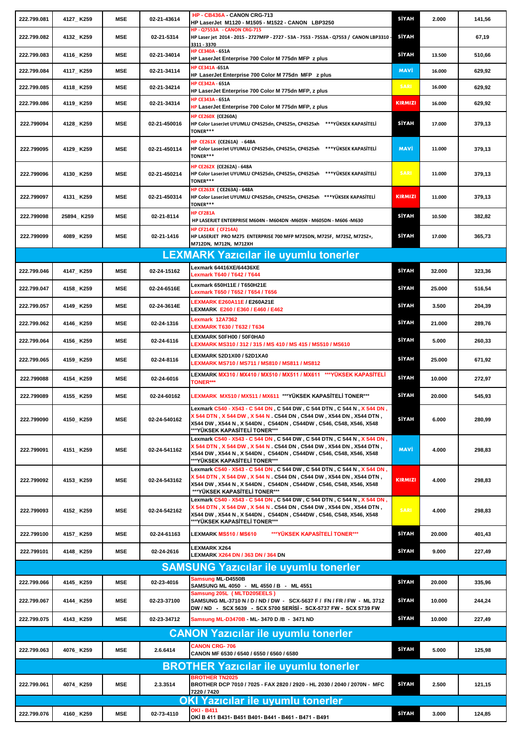| | | | | | | | |
|---|---|---|---|---|---|---|---|
| 222.799.081 | 4127_ K259 | MSE | 02-21-43614 | HP - CB436A - CANON CRG-713<br>HP LaserJet M1120 - M1505 - M1522 - CANON LBP3250 | SİYAH | 2.000 | 141,56 |
| 222.799.082 | 4132_ K259 | MSE | 02-21-5314 | HP - Q7553A - CANON CRG-715<br>HP Laser jet 2014 - 2015 - 2727MFP - 2727 - 53A - 7553 - 7553A - Q7553 / CANON LBP3310 - 3311 - 3370 | SİYAH | | 67,19 |
| 222.799.083 | 4116_ K259 | MSE | 02-21-34014 | HP CE340A - 651A<br>HP LaserJet Enterprise 700 Color M 775dn MFP z plus | SİYAH | 13.500 | 510,66 |
| 222.799.084 | 4117_ K259 | MSE | 02-21-34114 | HP CE341A -651A<br>HP LaserJet Enterprise 700 Color M 775dn MFP z plus | MAVİ | 16.000 | 629,92 |
| 222.799.085 | 4118_ K259 | MSE | 02-21-34214 | HP CE342A - 651A<br>HP LaserJet Enterprise 700 Color M 775dn MFP, z plus | SARI | 16.000 | 629,92 |
| 222.799.086 | 4119_ K259 | MSE | 02-21-34314 | HP CE343A - 651A<br>HP LaserJet Enterprise 700 Color M 775dn MFP, z plus | KIRMIZI | 16.000 | 629,92 |
| 222.799094 | 4128_ K259 | MSE | 02-21-450016 | HP CE260X (CE260A)<br>HP Color LaserJet UYUMLU CP4525dn, CP4525n, CP4525xh ***YÜKSEK KAPASİTELİ TONER*** | SİYAH | 17.000 | 379,13 |
| 222.799095 | 4129_ K259 | MSE | 02-21-450114 | HP CE261X (CE261A) - 648A<br>HP Color LaserJet UYUMLU CP4525dn, CP4525n, CP4525xh ***YÜKSEK KAPASİTELİ TONER*** | MAVİ | 11.000 | 379,13 |
| 222.799096 | 4130_ K259 | MSE | 02-21-450214 | HP CE262X (CE262A) - 648A<br>HP Color LaserJet UYUMLU CP4525dn, CP4525n, CP4525xh ***YÜKSEK KAPASİTELİ TONER*** | SARI | 11.000 | 379,13 |
| 222.799097 | 4131_ K259 | MSE | 02-21-450314 | HP CE263X ( CE263A) - 648A<br>HP Color LaserJet UYUMLU CP4525dn, CP4525n, CP4525xh ***YÜKSEK KAPASİTELİ TONER*** | KIRMIZI | 11.000 | 379,13 |
| 222.799098 | 25894_ K259 | MSE | 02-21-8114 | HP CF281A<br>HP LASERJET ENTERPRISE M604N - M604DN -M605N - M605DN - M606 -M630 | SİYAH | 10.500 | 382,82 |
| 222.799099 | 4089_ K259 | MSE | 02-21-1416 | HP CF214X ( CF214A)<br>HP LASERJET PRO M275 ENTERPRISE 700 MFP M725DN, M725F, M725Z, M725Z+, M712DN, M712N, M712XH | SİYAH | 17.000 | 365,73 |
| **LEXMARK Yazıcılar ile uyumlu tonerler** | | | | | | | |
| 222.799.046 | 4147_ K259 | MSE | 02-24-15162 | Lexmark 64416XE/64436XE<br>Lexmark T640 / T642 / T644 | SİYAH | 32.000 | 323,36 |
| 222.799.047 | 4158_ K259 | MSE | 02-24-6516E | Lexmark 650H11E / T650H21E<br>Lexmark T650 / T652 / T654 / T656 | SİYAH | 25.000 | 516,54 |
| 222.799.057 | 4149_ K259 | MSE | 02-24-3614E | LEXMARK E260A11E / E260A21E<br>LEXMARK E260 / E360 / E460 / E462 | SİYAH | 3.500 | 204,39 |
| 222.799.062 | 4146_ K259 | MSE | 02-24-1316 | Lexmark 12A7362<br>LEXMARK T630 / T632 / T634 | SİYAH | 21.000 | 289,76 |
| 222.799.064 | 4156_ K259 | MSE | 02-24-6116 | LEXMARK 50FH00 / 50F0HA0<br>LEXMARK MS310 / 312 / 315 / MS 410 / MS 415 / MS510 / MS610 | SİYAH | 5.000 | 260,33 |
| 222.799.065 | 4159_ K259 | MSE | 02-24-8116 | LEXMARK 52D1X00 / 52D1XA0<br>LEXMARK MS710 / MS711 / MS810 / MS811 / MS812 | SİYAH | 25.000 | 671,92 |
| 222.799088 | 4154_ K259 | MSE | 02-24-6016 | LEXMARK MX310 / MX410 / MX510 / MX511 / MX611 ***YÜKSEK KAPASİTELİ TONER*** | SİYAH | 10.000 | 272,97 |
| 222.799089 | 4155_ K259 | MSE | 02-24-60162 | LEXMARK MX510 / MX511 / MX611 ***YÜKSEK KAPASİTELİ TONER*** | SİYAH | 20.000 | 545,93 |
| 222.799090 | 4150_ K259 | MSE | 02-24-540162 | Lexmark C540 - X543 - C 544 DN , C 544 DW , C 544 DTN , C 544 N , X 544 DN , X 544 DTN , X 544 DW , X 544 N . C544 DN , C544 DW , X544 DN , X544 DTN , X544 DW , X544 N , X 544DN , C544DN , C544DW , C546, C548, X546, X548 ***YÜKSEK KAPASİTELİ TONER*** | SİYAH | 6.000 | 280,99 |
| 222.799091 | 4151_ K259 | MSE | 02-24-541162 | Lexmark C540 - X543 - C 544 DN , C 544 DW , C 544 DTN , C 544 N , X 544 DN , X 544 DTN , X 544 DW , X 544 N . C544 DN , C544 DW , X544 DN , X544 DTN , X544 DW , X544 N , X 544DN , C544DN , C544DW , C546, C548, X546, X548 ***YÜKSEK KAPASİTELİ TONER*** | MAVİ | 4.000 | 298,83 |
| 222.799092 | 4153_ K259 | MSE | 02-24-543162 | Lexmark C540 - X543 - C 544 DN , C 544 DW , C 544 DTN , C 544 N , X 544 DN , X 544 DTN , X 544 DW , X 544 N . C544 DN , C544 DW , X544 DN , X544 DTN , X544 DW , X544 N , X 544DN , C544DN , C544DW , C546, C548, X546, X548 ***YÜKSEK KAPASİTELİ TONER*** | KIRMIZI | 4.000 | 298,83 |
| 222.799093 | 4152_ K259 | MSE | 02-24-542162 | Lexmark C540 - X543 - C 544 DN , C 544 DW , C 544 DTN , C 544 N , X 544 DN , X 544 DTN , X 544 DW , X 544 N . C544 DN , C544 DW , X544 DN , X544 DTN , X544 DW , X544 N , X 544DN , C544DN , C544DW , C546, C548, X546, X548 ***YÜKSEK KAPASİTELİ TONER*** | SARI | 4.000 | 298,83 |
| 222.799100 | 4157_ K259 | MSE | 02-24-61163 | LEXMARK MS510 / MS610 ***YÜKSEK KAPASİTELİ TONER*** | SİYAH | 20.000 | 401,43 |
| 222.799101 | 4148_ K259 | MSE | 02-24-2616 | LEXMARK X264<br>LEXMARK X264 DN / 363 DN / 364 DN | SİYAH | 9.000 | 227,49 |
| **SAMSUNG Yazıcılar ile uyumlu tonerler** | | | | | | | |
| 222.799.066 | 4145_ K259 | MSE | 02-23-4016 | Samsung ML-D4550B<br>SAMSUNG ML 4050 - ML 4550 / B - ML 4551 | SİYAH | 20.000 | 335,96 |
| 222.799.067 | 4144_ K259 | MSE | 02-23-37100 | Samsung 205L ( MLTD205EELS )<br>SAMSUNG ML-3710 N / D / ND / DW - SCX-5637 F / FN / FR / FW - ML 3712 DW / ND - SCX 5639 - SCX 5700 SERİSİ - SCX-5737 FW - SCX 5739 FW | SİYAH | 10.000 | 244,24 |
| 222.799.075 | 4143_ K259 | MSE | 02-23-34712 | Samsung ML-D3470B - ML- 3470 D /B - 3471 ND | SİYAH | 10.000 | 227,49 |
| **CANON Yazıcılar ile uyumlu tonerler** | | | | | | | |
| 222.799.063 | 4076_ K259 | MSE | 2.6.6414 | CANON CRG- 706<br>CANON MF 6530 / 6540 / 6550 / 6560 / 6580 | SİYAH | 5.000 | 125,98 |
| **BROTHER Yazıcılar ile uyumlu tonerler** | | | | | | | |
| 222.799.061 | 4074_ K259 | MSE | 2.3.3514 | BROTHER TN2025<br>BROTHER DCP 7010 / 7025 - FAX 2820 / 2920 - HL 2030 / 2040 / 2070N - MFC 7220 / 7420 | SİYAH | 2.500 | 121,15 |
| **OKI Yazıcılar ile uyumlu tonerler** | | | | | | | |
| 222.799.076 | 4160_ K259 | MSE | 02-73-4110 | OKI - B411<br>OKİ B 411 B431- B451 B401- B441 - B461 - B471 - B491 | SİYAH | 3.000 | 124,85 |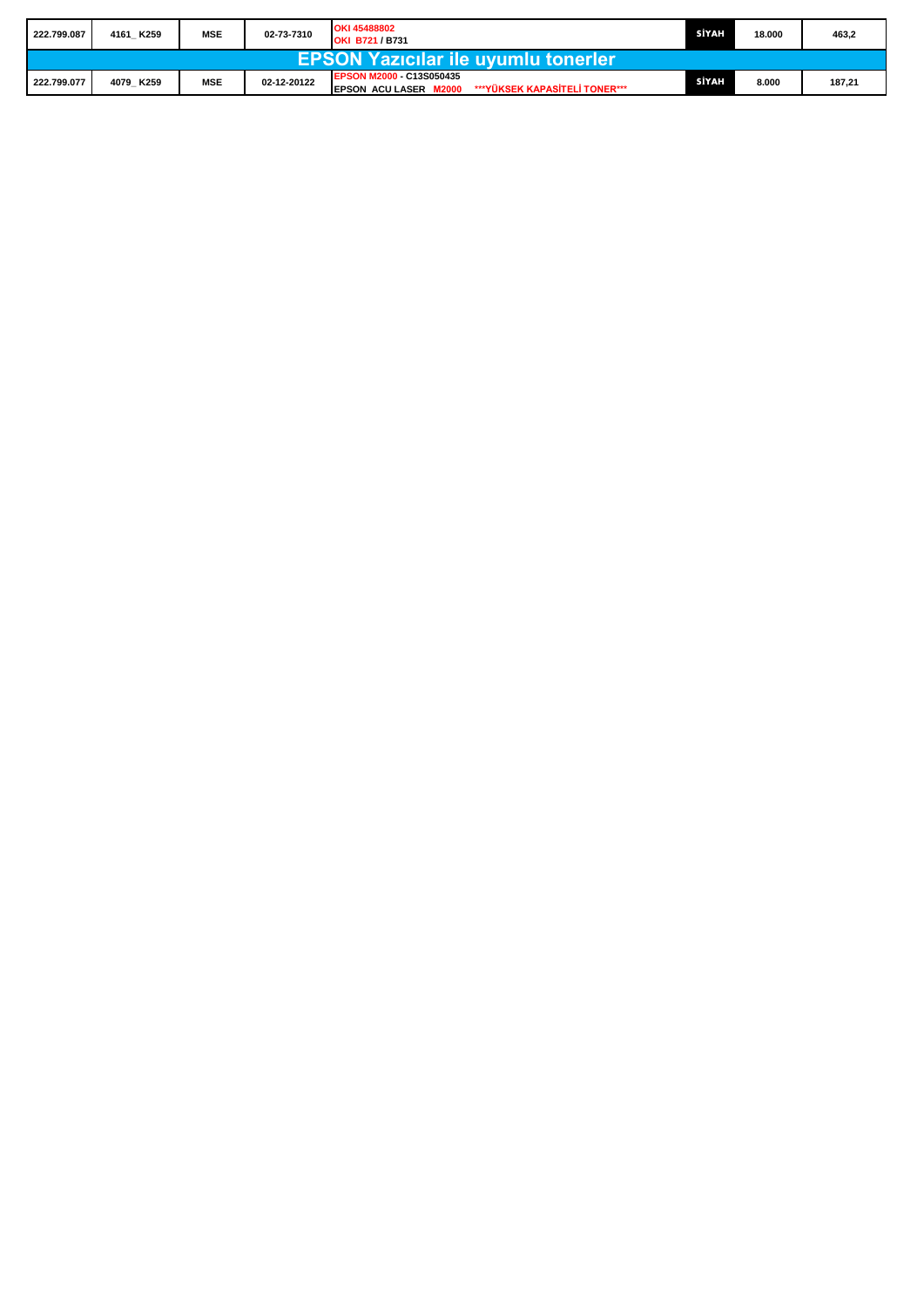| | | | | | | | |
|---|---|---|---|---|---|---|---|
| 222.799.087 | 4161_K259 | MSE | 02-73-7310 | OKI 45488802<br>OKI B721 / B731 | SİYAH | 18.000 | 463,2 |
| **EPSON Yazıcılar ile uyumlu tonerler** | | | | | | | |
| 222.799.077 | 4079_K259 | MSE | 02-12-20122 | EPSON M2000 - C13S050435<br>EPSON ACU LASER M2000 ***YÜKSEK KAPASİTELİ TONER*** | SİYAH | 8.000 | 187,21 |